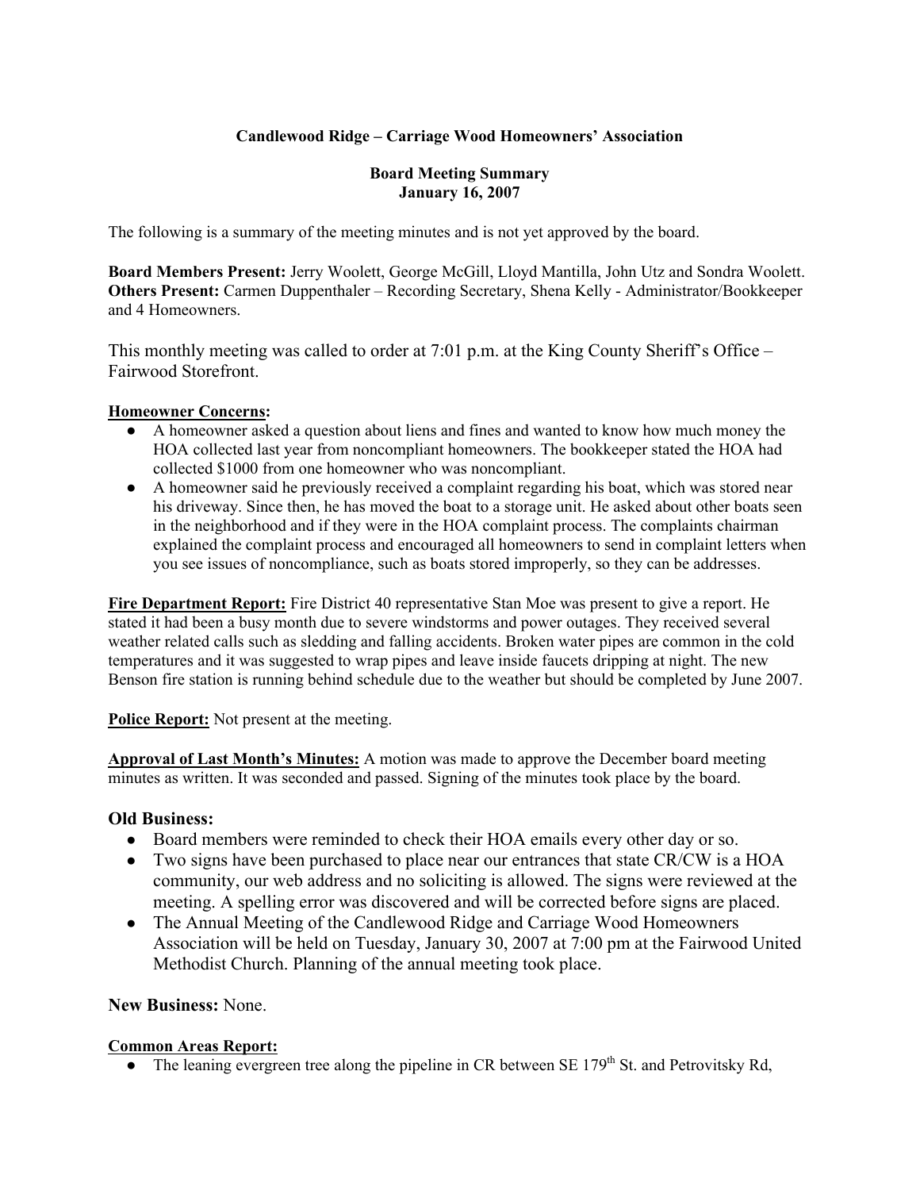**Candlewood Ridge – Carriage Wood Homeowners' Association**

**Board Meeting Summary**
**January 16, 2007**

The following is a summary of the meeting minutes and is not yet approved by the board.

**Board Members Present:** Jerry Woolett, George McGill, Lloyd Mantilla, John Utz and Sondra Woolett.
**Others Present:** Carmen Duppenthaler – Recording Secretary, Shena Kelly - Administrator/Bookkeeper and 4 Homeowners.

This monthly meeting was called to order at 7:01 p.m. at the King County Sheriff's Office – Fairwood Storefront.

**Homeowner Concerns:**

- A homeowner asked a question about liens and fines and wanted to know how much money the HOA collected last year from noncompliant homeowners. The bookkeeper stated the HOA had collected $1000 from one homeowner who was noncompliant.
- A homeowner said he previously received a complaint regarding his boat, which was stored near his driveway. Since then, he has moved the boat to a storage unit. He asked about other boats seen in the neighborhood and if they were in the HOA complaint process. The complaints chairman explained the complaint process and encouraged all homeowners to send in complaint letters when you see issues of noncompliance, such as boats stored improperly, so they can be addresses.

**Fire Department Report:** Fire District 40 representative Stan Moe was present to give a report. He stated it had been a busy month due to severe windstorms and power outages. They received several weather related calls such as sledding and falling accidents. Broken water pipes are common in the cold temperatures and it was suggested to wrap pipes and leave inside faucets dripping at night. The new Benson fire station is running behind schedule due to the weather but should be completed by June 2007.

**Police Report:** Not present at the meeting.

**Approval of Last Month's Minutes:** A motion was made to approve the December board meeting minutes as written. It was seconded and passed. Signing of the minutes took place by the board.

**Old Business:**

- Board members were reminded to check their HOA emails every other day or so.
- Two signs have been purchased to place near our entrances that state CR/CW is a HOA community, our web address and no soliciting is allowed. The signs were reviewed at the meeting. A spelling error was discovered and will be corrected before signs are placed.
- The Annual Meeting of the Candlewood Ridge and Carriage Wood Homeowners Association will be held on Tuesday, January 30, 2007 at 7:00 pm at the Fairwood United Methodist Church. Planning of the annual meeting took place.

**New Business:** None.

**Common Areas Report:**

- The leaning evergreen tree along the pipeline in CR between SE 179th St. and Petrovitsky Rd,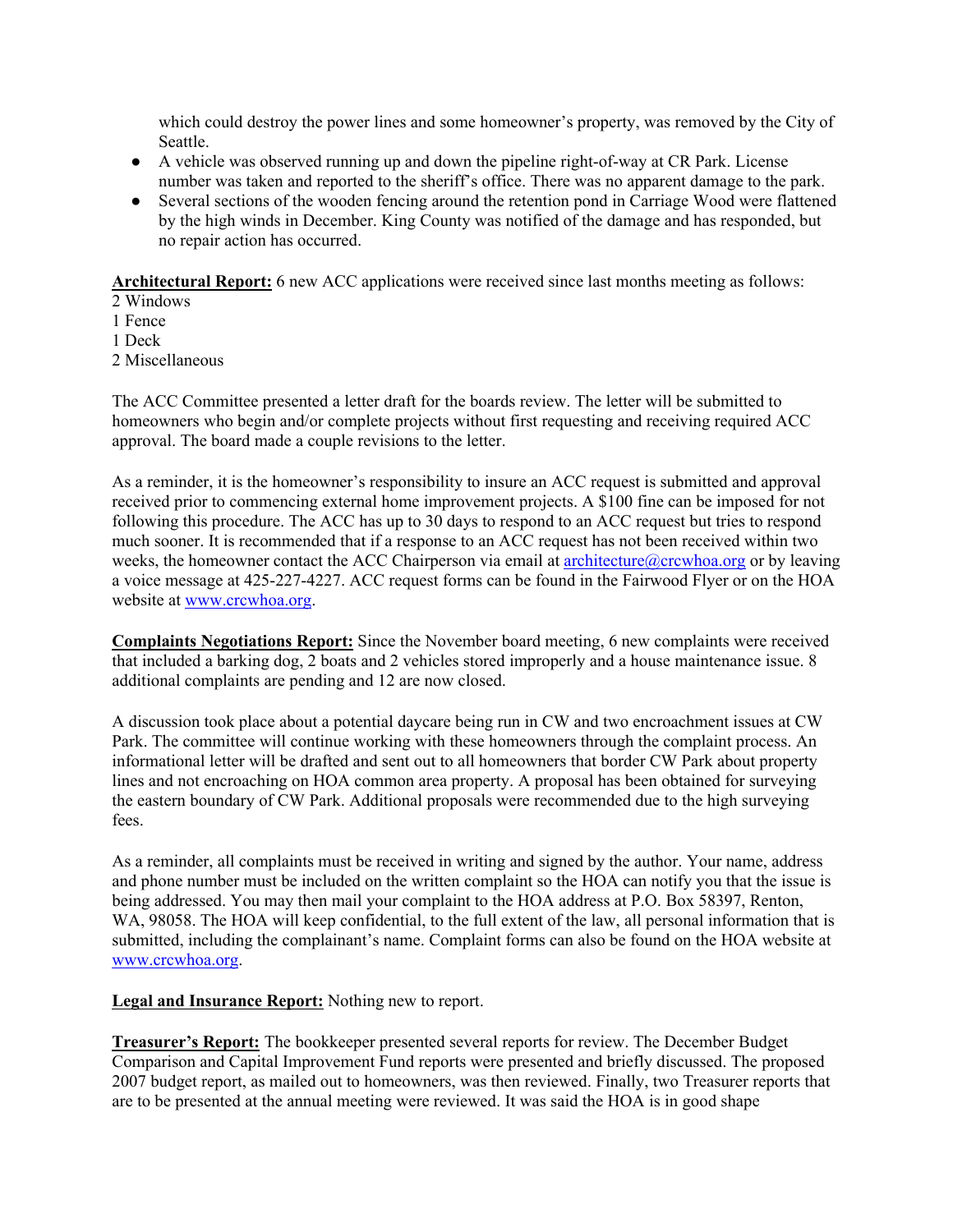which could destroy the power lines and some homeowner's property, was removed by the City of Seattle.

- A vehicle was observed running up and down the pipeline right-of-way at CR Park. License number was taken and reported to the sheriff's office. There was no apparent damage to the park.
- Several sections of the wooden fencing around the retention pond in Carriage Wood were flattened by the high winds in December. King County was notified of the damage and has responded, but no repair action has occurred.

**Architectural Report:** 6 new ACC applications were received since last months meeting as follows:
2 Windows
1 Fence
1 Deck
2 Miscellaneous

The ACC Committee presented a letter draft for the boards review. The letter will be submitted to homeowners who begin and/or complete projects without first requesting and receiving required ACC approval. The board made a couple revisions to the letter.

As a reminder, it is the homeowner's responsibility to insure an ACC request is submitted and approval received prior to commencing external home improvement projects. A $100 fine can be imposed for not following this procedure. The ACC has up to 30 days to respond to an ACC request but tries to respond much sooner. It is recommended that if a response to an ACC request has not been received within two weeks, the homeowner contact the ACC Chairperson via email at architecture@crcwhoa.org or by leaving a voice message at 425-227-4227. ACC request forms can be found in the Fairwood Flyer or on the HOA website at www.crcwhoa.org.

**Complaints Negotiations Report:** Since the November board meeting, 6 new complaints were received that included a barking dog, 2 boats and 2 vehicles stored improperly and a house maintenance issue. 8 additional complaints are pending and 12 are now closed.

A discussion took place about a potential daycare being run in CW and two encroachment issues at CW Park. The committee will continue working with these homeowners through the complaint process. An informational letter will be drafted and sent out to all homeowners that border CW Park about property lines and not encroaching on HOA common area property. A proposal has been obtained for surveying the eastern boundary of CW Park. Additional proposals were recommended due to the high surveying fees.

As a reminder, all complaints must be received in writing and signed by the author. Your name, address and phone number must be included on the written complaint so the HOA can notify you that the issue is being addressed. You may then mail your complaint to the HOA address at P.O. Box 58397, Renton, WA, 98058. The HOA will keep confidential, to the full extent of the law, all personal information that is submitted, including the complainant's name. Complaint forms can also be found on the HOA website at www.crcwhoa.org.

**Legal and Insurance Report:** Nothing new to report.

**Treasurer's Report:** The bookkeeper presented several reports for review. The December Budget Comparison and Capital Improvement Fund reports were presented and briefly discussed. The proposed 2007 budget report, as mailed out to homeowners, was then reviewed. Finally, two Treasurer reports that are to be presented at the annual meeting were reviewed. It was said the HOA is in good shape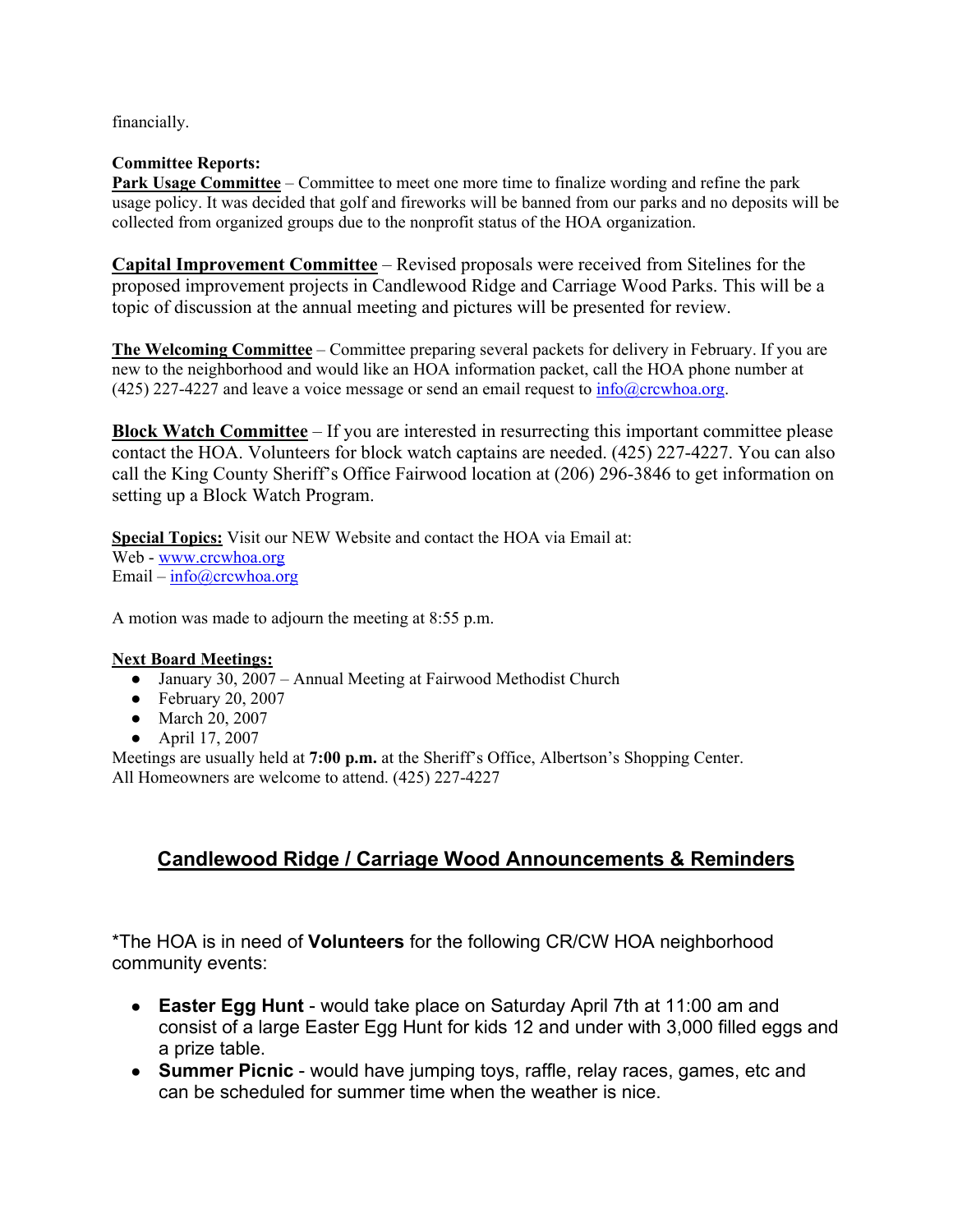financially.

**Committee Reports:**

**Park Usage Committee** – Committee to meet one more time to finalize wording and refine the park usage policy. It was decided that golf and fireworks will be banned from our parks and no deposits will be collected from organized groups due to the nonprofit status of the HOA organization.

**Capital Improvement Committee** – Revised proposals were received from Sitelines for the proposed improvement projects in Candlewood Ridge and Carriage Wood Parks. This will be a topic of discussion at the annual meeting and pictures will be presented for review.

**The Welcoming Committee** – Committee preparing several packets for delivery in February. If you are new to the neighborhood and would like an HOA information packet, call the HOA phone number at (425) 227-4227 and leave a voice message or send an email request to info@crcwhoa.org.

**Block Watch Committee** – If you are interested in resurrecting this important committee please contact the HOA. Volunteers for block watch captains are needed. (425) 227-4227. You can also call the King County Sheriff's Office Fairwood location at (206) 296-3846 to get information on setting up a Block Watch Program.

**Special Topics:** Visit our NEW Website and contact the HOA via Email at:
Web - www.crcwhoa.org
Email – info@crcwhoa.org

A motion was made to adjourn the meeting at 8:55 p.m.

**Next Board Meetings:**

- January 30, 2007 – Annual Meeting at Fairwood Methodist Church
- February 20, 2007
- March 20, 2007
- April 17, 2007

Meetings are usually held at **7:00 p.m.** at the Sheriff's Office, Albertson's Shopping Center.
All Homeowners are welcome to attend. (425) 227-4227

## Candlewood Ridge / Carriage Wood Announcements & Reminders

*The HOA is in need of **Volunteers** for the following CR/CW HOA neighborhood community events:

- **Easter Egg Hunt** - would take place on Saturday April 7th at 11:00 am and consist of a large Easter Egg Hunt for kids 12 and under with 3,000 filled eggs and a prize table.
- **Summer Picnic** - would have jumping toys, raffle, relay races, games, etc and can be scheduled for summer time when the weather is nice.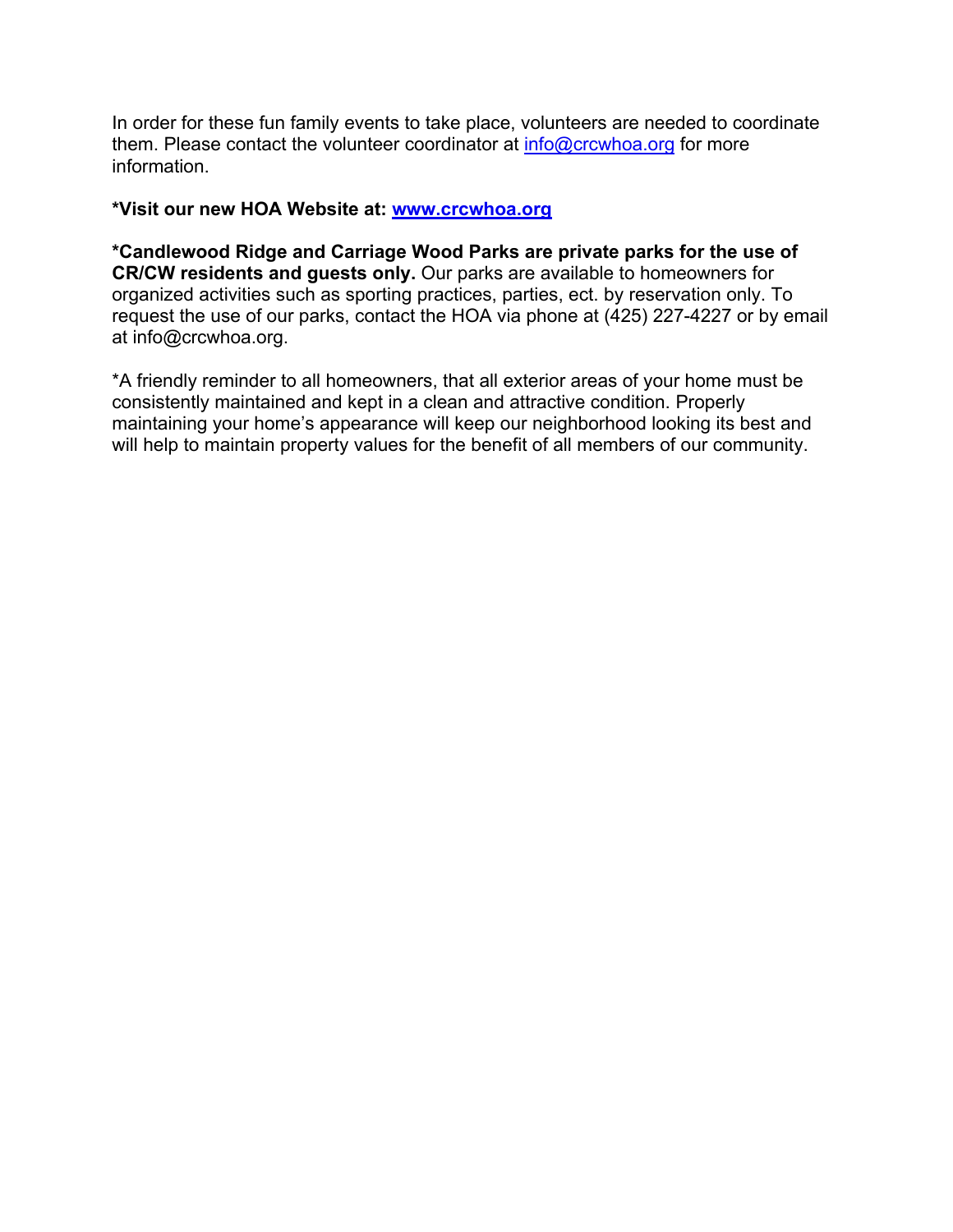In order for these fun family events to take place, volunteers are needed to coordinate them. Please contact the volunteer coordinator at info@crcwhoa.org for more information.

**\*Visit our new HOA Website at: www.crcwhoa.org**

**\*Candlewood Ridge and Carriage Wood Parks are private parks for the use of CR/CW residents and guests only.** Our parks are available to homeowners for organized activities such as sporting practices, parties, ect. by reservation only. To request the use of our parks, contact the HOA via phone at (425) 227-4227 or by email at info@crcwhoa.org.

\*A friendly reminder to all homeowners, that all exterior areas of your home must be consistently maintained and kept in a clean and attractive condition. Properly maintaining your home's appearance will keep our neighborhood looking its best and will help to maintain property values for the benefit of all members of our community.